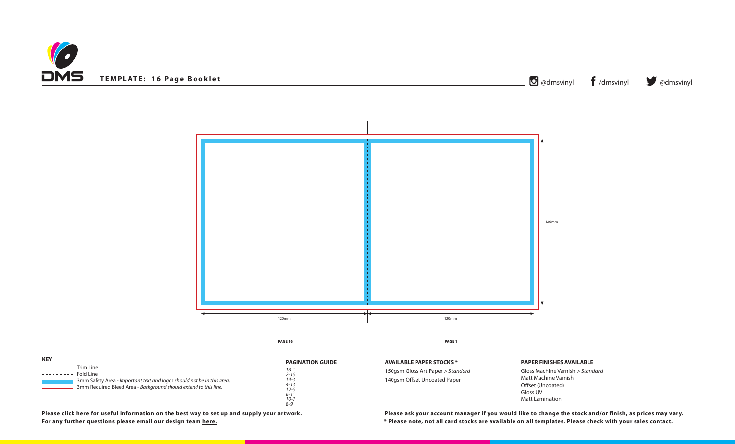# TEMPLATE: 16 Page Booklet

@dmsvinyl /dmsvinyl @dmsvinyl

120mm

120mm 120mm

PAGE 16 PAGE 1

**KEY**

- Trim Line
- Fold Line
- 3mm Safety Area - *Important text and logos should not be in this area.*
- 3mm Required Bleed Area - *Background should extend to this line.*

**PAGINATION GUIDE**

*16-1*
*2-15*
*14-3*
*4-13*
*12-5*
*6-11*
*10-7*
*8-9*

**AVAILABLE PAPER STOCKS ***

150gsm Gloss Art Paper > *Standard*
140gsm Offset Uncoated Paper

**PAPER FINISHES AVAILABLE**

Gloss Machine Varnish > *Standard*
Matt Machine Varnish
Offset (Uncoated)
Gloss UV
Matt Lamination

**Please click here for useful information on the best way to set up and supply your artwork.**
**For any further questions please email our design team here.**

**Please ask your account manager if you would like to change the stock and/or finish, as prices may vary.**
*** Please note, not all card stocks are available on all templates. Please check with your sales contact.**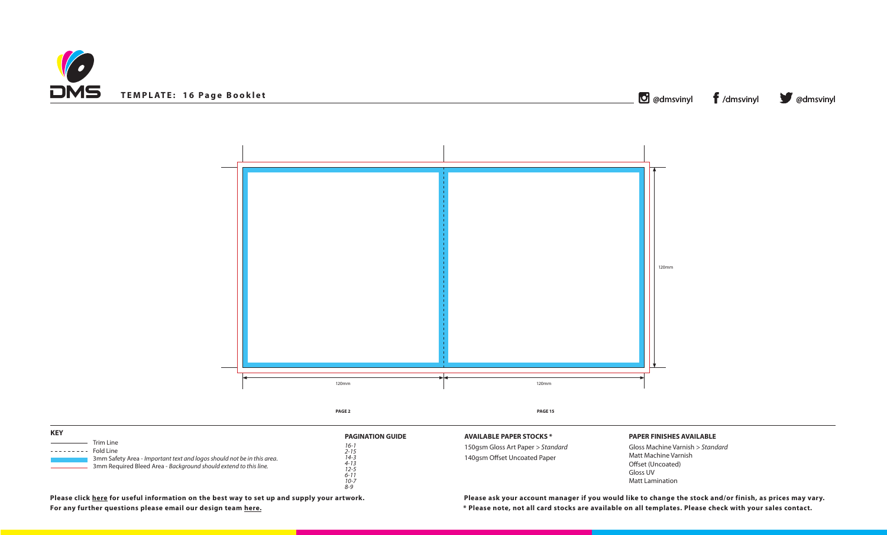# TEMPLATE: 16 Page Booklet

@dmsvinyl /dmsvinyl @dmsvinyl

120mm

120mm 120mm

PAGE 2 PAGE 15

**KEY**

- Trim Line
- Fold Line
- 3mm Safety Area - *Important text and logos should not be in this area.*
- 3mm Required Bleed Area - *Background should extend to this line.*

**PAGINATION GUIDE**

*16-1*
*2-15*
*14-3*
*4-13*
*12-5*
*6-11*
*10-7*
*8-9*

**AVAILABLE PAPER STOCKS \***

150gsm Gloss Art Paper > *Standard*
140gsm Offset Uncoated Paper

**PAPER FINISHES AVAILABLE**

Gloss Machine Varnish > *Standard*
Matt Machine Varnish
Offset (Uncoated)
Gloss UV
Matt Lamination

**Please click here for useful information on the best way to set up and supply your artwork.**
**For any further questions please email our design team here.**

**Please ask your account manager if you would like to change the stock and/or finish, as prices may vary.**
**\* Please note, not all card stocks are available on all templates. Please check with your sales contact.**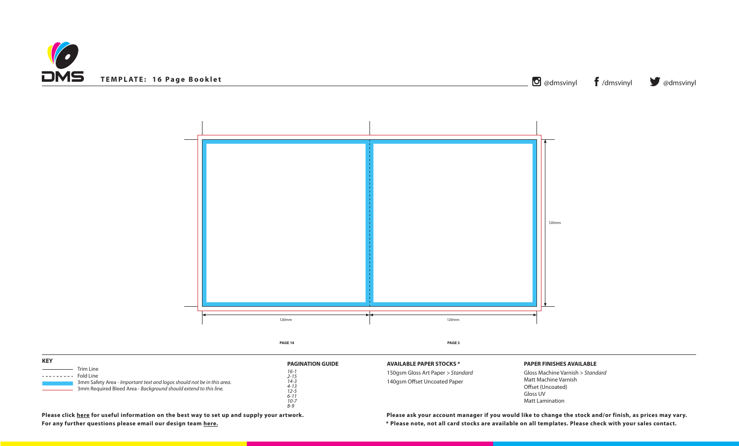**TEMPLATE: 16 Page Booklet**

@dmsvinyl /dmsvinyl @dmsvinyl

120mm

120mm 120mm

**PAGE 14** **PAGE 3**

**KEY**

- Trim Line
- Fold Line
- 3mm Safety Area - *Important text and logos should not be in this area.*
- 3mm Required Bleed Area - *Background should extend to this line.*

**PAGINATION GUIDE**

*16-1*
*2-15*
*14-3*
*4-13*
*12-5*
*6-11*
*10-7*
*8-9*

**AVAILABLE PAPER STOCKS \***

150gsm Gloss Art Paper > *Standard*
140gsm Offset Uncoated Paper

**PAPER FINISHES AVAILABLE**

Gloss Machine Varnish > *Standard*
Matt Machine Varnish
Offset (Uncoated)
Gloss UV
Matt Lamination

**Please click here for useful information on the best way to set up and supply your artwork.**
**For any further questions please email our design team here.**

**Please ask your account manager if you would like to change the stock and/or finish, as prices may vary.**
**\* Please note, not all card stocks are available on all templates. Please check with your sales contact.**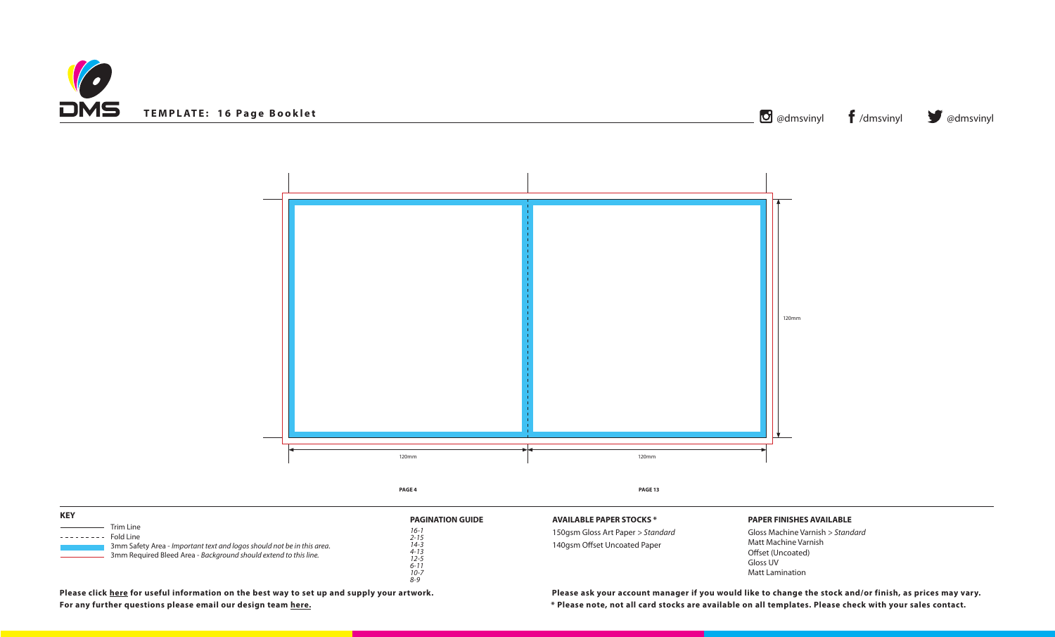# TEMPLATE: 16 Page Booklet

@dmsvinyl /dmsvinyl @dmsvinyl

120mm

120mm 120mm

**PAGE 4** **PAGE 13**

**KEY**

- Trim Line
- Fold Line
- 3mm Safety Area - *Important text and logos should not be in this area.*
- 3mm Required Bleed Area - *Background should extend to this line.*

**PAGINATION GUIDE**

*16-1*
*2-15*
*14-3*
*4-13*
*12-5*
*6-11*
*10-7*
*8-9*

**AVAILABLE PAPER STOCKS ***

150gsm Gloss Art Paper > *Standard*
140gsm Offset Uncoated Paper

**PAPER FINISHES AVAILABLE**

Gloss Machine Varnish > *Standard*
Matt Machine Varnish
Offset (Uncoated)
Gloss UV
Matt Lamination

**Please click here for useful information on the best way to set up and supply your artwork.**
**For any further questions please email our design team here.**

**Please ask your account manager if you would like to change the stock and/or finish, as prices may vary.**
*** Please note, not all card stocks are available on all templates. Please check with your sales contact.**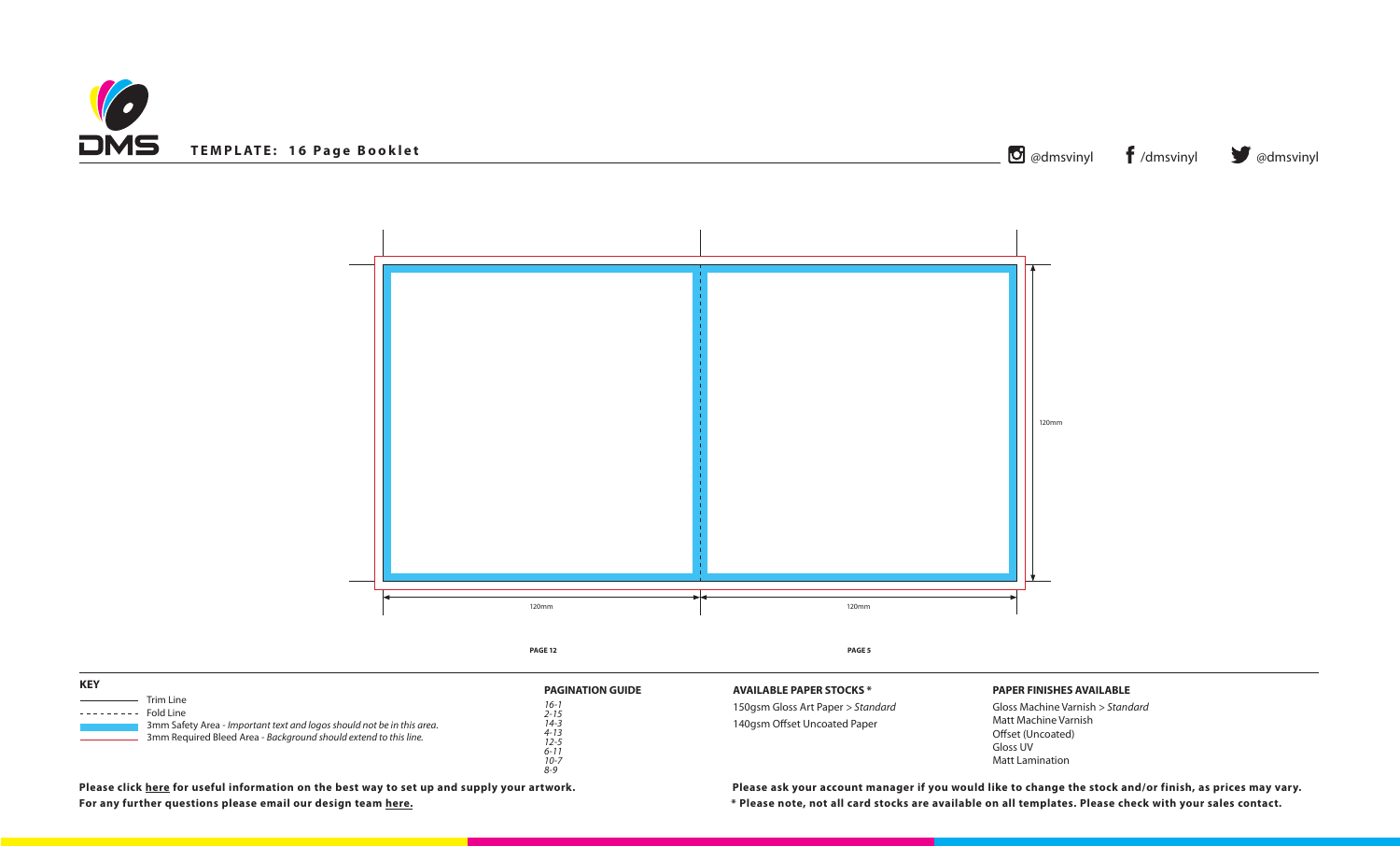**TEMPLATE: 16 Page Booklet**

@dmsvinyl /dmsvinyl @dmsvinyl

120mm

120mm

120mm

**PAGE 12**

**PAGE 5**

**KEY**

Trim Line
Fold Line
3mm Safety Area - *Important text and logos should not be in this area.*
3mm Required Bleed Area - *Background should extend to this line.*

**PAGINATION GUIDE**

*16-1*
*2-15*
*14-3*
*4-13*
*12-5*
*6-11*
*10-7*
*8-9*

**AVAILABLE PAPER STOCKS \***

150gsm Gloss Art Paper > *Standard*
140gsm Offset Uncoated Paper

**PAPER FINISHES AVAILABLE**

Gloss Machine Varnish > *Standard*
Matt Machine Varnish
Offset (Uncoated)
Gloss UV
Matt Lamination

**Please click here for useful information on the best way to set up and supply your artwork.**
**For any further questions please email our design team here.**

**Please ask your account manager if you would like to change the stock and/or finish, as prices may vary.**
**\* Please note, not all card stocks are available on all templates. Please check with your sales contact.**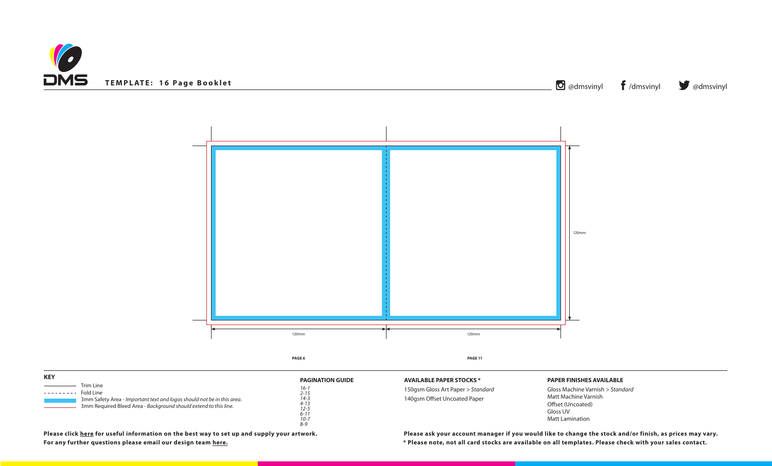**TEMPLATE: 16 Page Booklet**

@dmsvinyl /dmsvinyl @dmsvinyl

120mm

120mm 120mm

**PAGE 6** **PAGE 11**

**KEY**

- Trim Line
- Fold Line
- 3mm Safety Area - *Important text and logos should not be in this area.*
- 3mm Required Bleed Area - *Background should extend to this line.*

**PAGINATION GUIDE**

*16-1*
*2-15*
*14-3*
*4-13*
*12-5*
*6-11*
*10-7*
*8-9*

**AVAILABLE PAPER STOCKS \***

150gsm Gloss Art Paper > *Standard*
140gsm Offset Uncoated Paper

**PAPER FINISHES AVAILABLE**

Gloss Machine Varnish > *Standard*
Matt Machine Varnish
Offset (Uncoated)
Gloss UV
Matt Lamination

**Please click here for useful information on the best way to set up and supply your artwork.**
**For any further questions please email our design team here.**

**Please ask your account manager if you would like to change the stock and/or finish, as prices may vary.**
**\* Please note, not all card stocks are available on all templates. Please check with your sales contact.**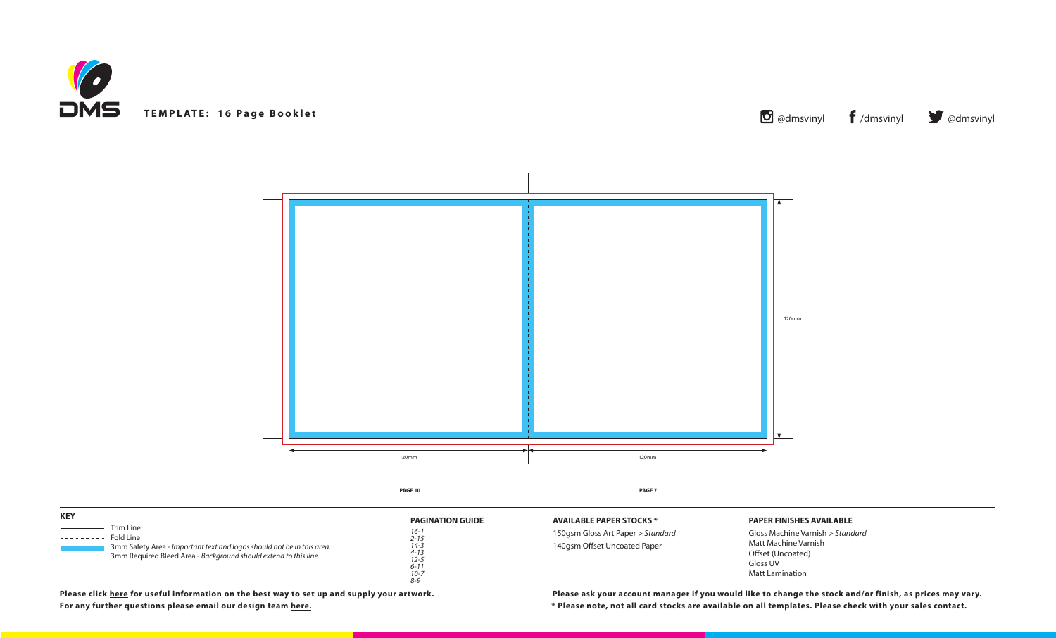**TEMPLATE: 16 Page Booklet**

@dmsvinyl /dmsvinyl @dmsvinyl

120mm

120mm 120mm

**PAGE 10** **PAGE 7**

**KEY**

- Trim Line
- Fold Line
- 3mm Safety Area - *Important text and logos should not be in this area.*
- 3mm Required Bleed Area - *Background should extend to this line.*

**PAGINATION GUIDE**

*16-1*
*2-15*
*14-3*
*4-13*
*12-5*
*6-11*
*10-7*
*8-9*

**AVAILABLE PAPER STOCKS \***

150gsm Gloss Art Paper > *Standard*
140gsm Offset Uncoated Paper

**PAPER FINISHES AVAILABLE**

Gloss Machine Varnish > *Standard*
Matt Machine Varnish
Offset (Uncoated)
Gloss UV
Matt Lamination

**Please click here for useful information on the best way to set up and supply your artwork.**
**For any further questions please email our design team here.**

**Please ask your account manager if you would like to change the stock and/or finish, as prices may vary.**
**\* Please note, not all card stocks are available on all templates. Please check with your sales contact.**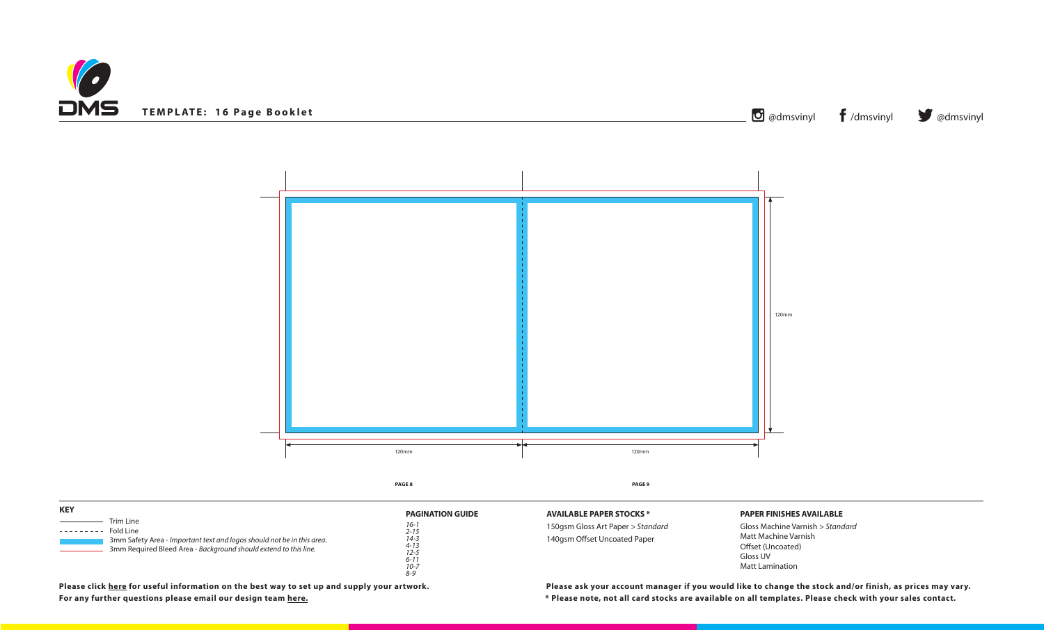**TEMPLATE: 16 Page Booklet**

@dmsvinyl /dmsvinyl @dmsvinyl

120mm

120mm

120mm

PAGE 8

PAGE 9

**KEY**

Trim Line

Fold Line

3mm Safety Area - *Important text and logos should not be in this area.*

3mm Required Bleed Area - *Background should extend to this line.*

**PAGINATION GUIDE**

*16-1*
*2-15*
*14-3*
*4-13*
*12-5*
*6-11*
*10-7*
*8-9*

**AVAILABLE PAPER STOCKS ***

150gsm Gloss Art Paper > *Standard*

140gsm Offset Uncoated Paper

**PAPER FINISHES AVAILABLE**

Gloss Machine Varnish > *Standard*

Matt Machine Varnish

Offset (Uncoated)

Gloss UV

Matt Lamination

**Please click here for useful information on the best way to set up and supply your artwork.**

**For any further questions please email our design team here.**

**Please ask your account manager if you would like to change the stock and/or finish, as prices may vary.**

*** Please note, not all card stocks are available on all templates. Please check with your sales contact.**